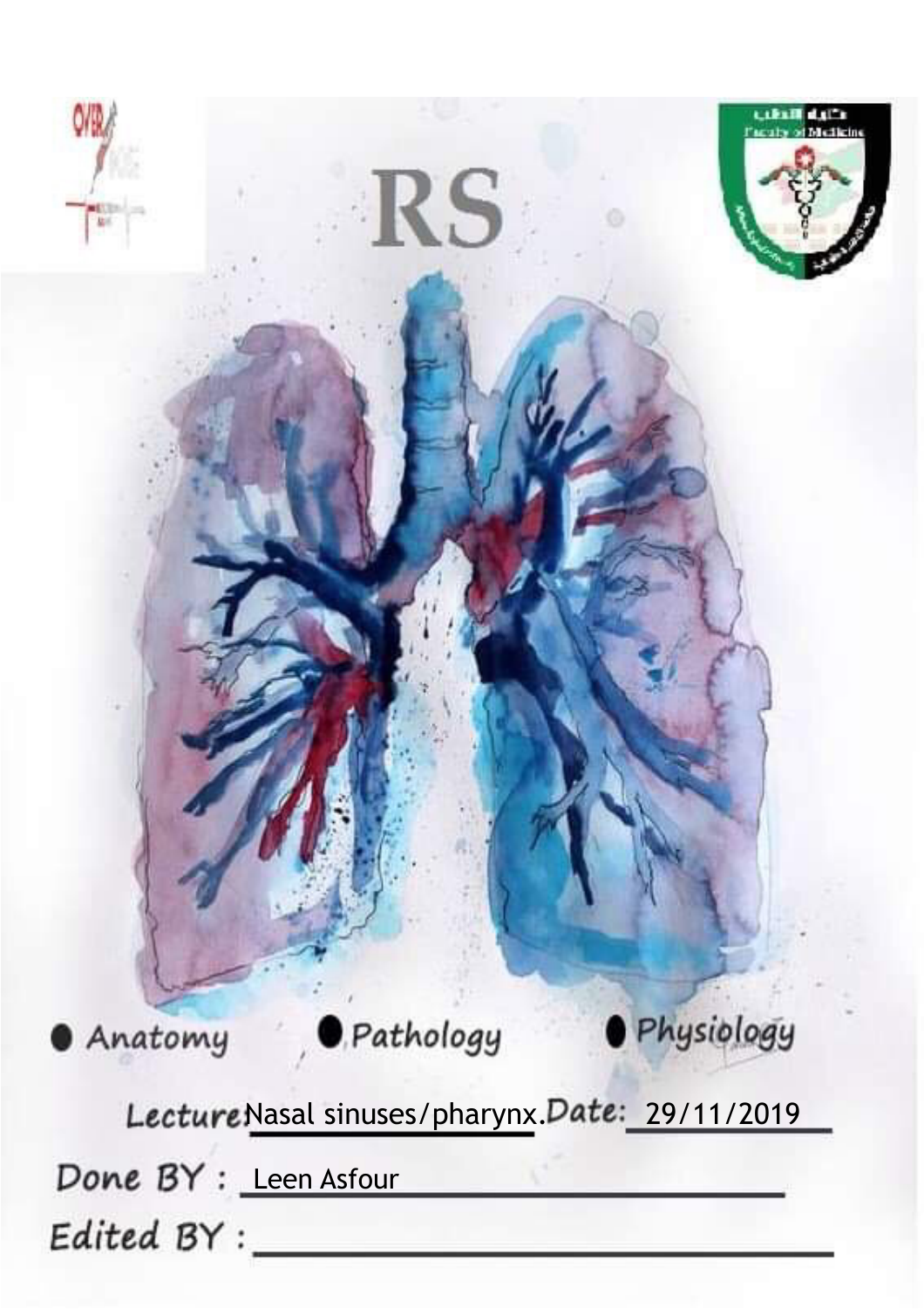# RS

- Anatomy
- Pathology
- Physiology

Lecture: Nasal sinuses/pharynx. Date: 29/11/2019

Done BY : Leen Asfour

Edited BY :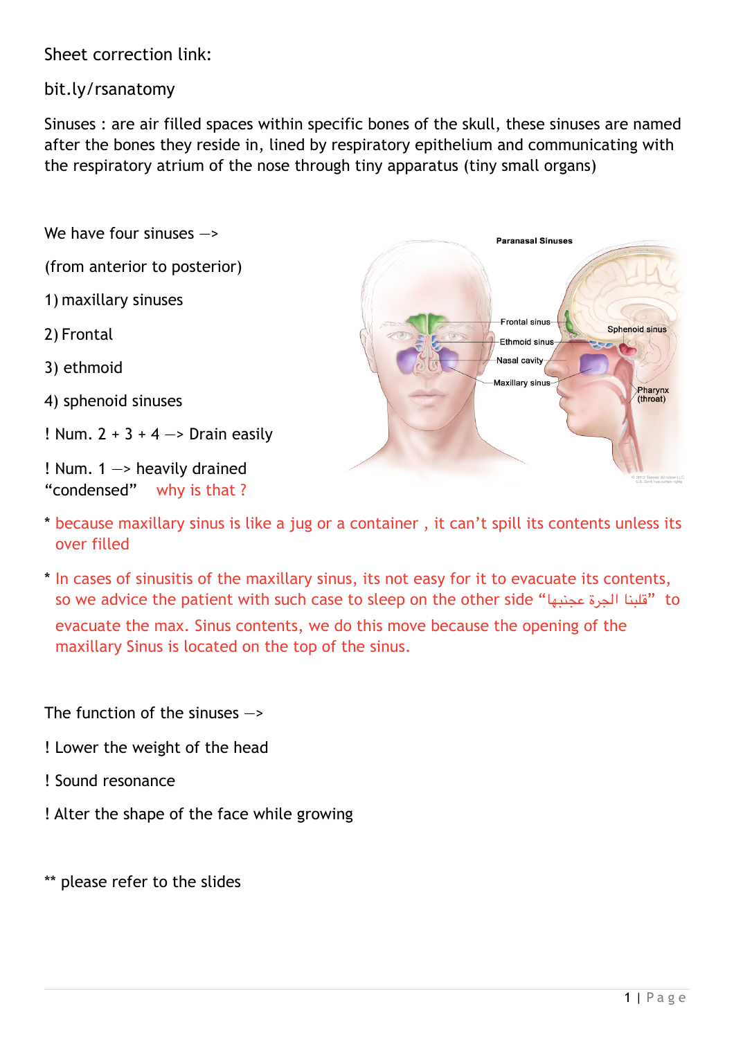Sheet correction link:

bit.ly/rsanatomy

Sinuses : are air filled spaces within specific bones of the skull, these sinuses are named after the bones they reside in, lined by respiratory epithelium and communicating with the respiratory atrium of the nose through tiny apparatus (tiny small organs)

We have four sinuses —>

(from anterior to posterior)

1) maxillary sinuses

2) Frontal

3) ethmoid

4) sphenoid sinuses

! Num. 2 + 3 + 4 —> Drain easily

! Num. 1 —> heavily drained "condensed" why is that ?

- because maxillary sinus is like a jug or a container , it can't spill its contents unless its over filled
- In cases of sinusitis of the maxillary sinus, its not easy for it to evacuate its contents, so we advice the patient with such case to sleep on the other side "قلبنا الجرة عجنبها" to evacuate the max. Sinus contents, we do this move because the opening of the maxillary Sinus is located on the top of the sinus.

The function of the sinuses —>

! Lower the weight of the head

! Sound resonance

! Alter the shape of the face while growing

** please refer to the slides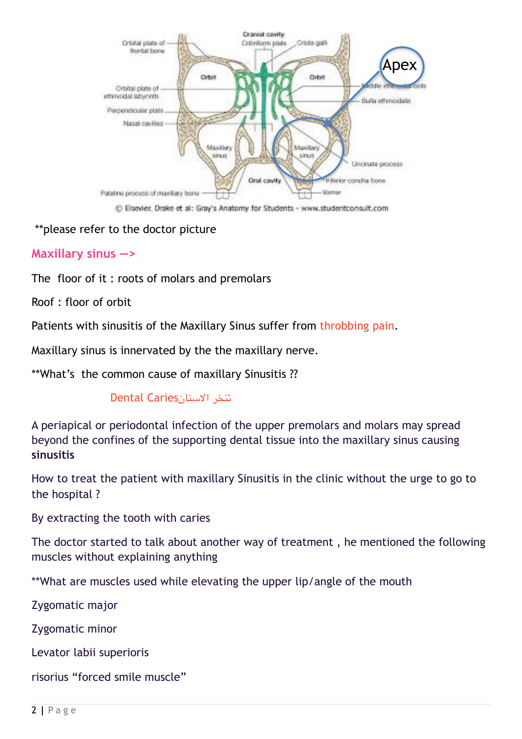**please refer to the doctor picture

## Maxillary sinus —>

The floor of it : roots of molars and premolars

Roof : floor of orbit

Patients with sinusitis of the Maxillary Sinus suffer from throbbing pain.

Maxillary sinus is innervated by the the maxillary nerve.

**What's the common cause of maxillary Sinusitis ??

Dental Caries تنخر الاسنان

A periapical or periodontal infection of the upper premolars and molars may spread beyond the confines of the supporting dental tissue into the maxillary sinus causing **sinusitis**

How to treat the patient with maxillary Sinusitis in the clinic without the urge to go to the hospital ?

By extracting the tooth with caries

The doctor started to talk about another way of treatment , he mentioned the following muscles without explaining anything

**What are muscles used while elevating the upper lip/angle of the mouth

Zygomatic major

Zygomatic minor

Levator labii superioris

risorius "forced smile muscle"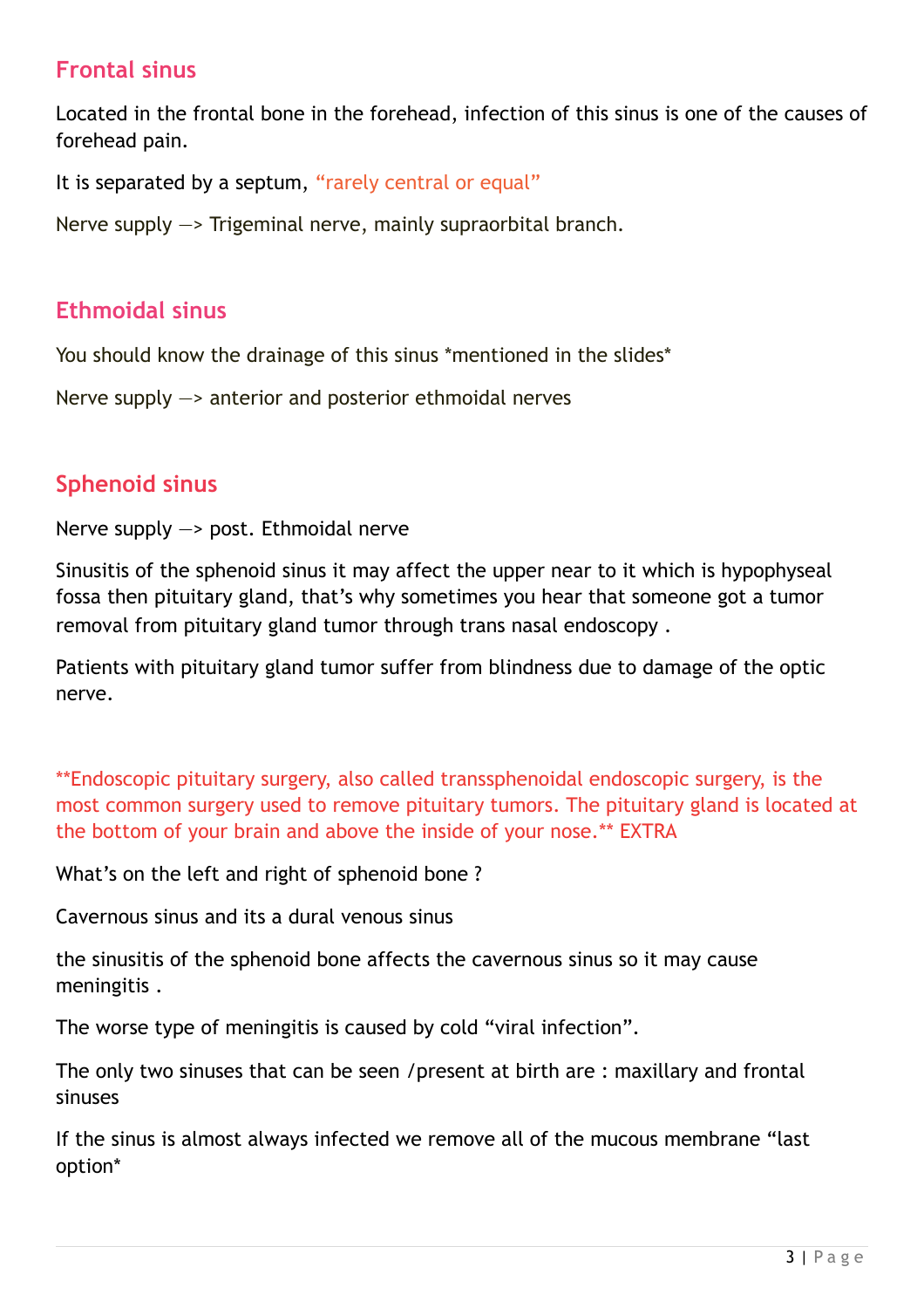## Frontal sinus

Located in the frontal bone in the forehead, infection of this sinus is one of the causes of forehead pain.

It is separated by a septum, “rarely central or equal”

Nerve supply —> Trigeminal nerve, mainly supraorbital branch.

## Ethmoidal sinus

You should know the drainage of this sinus *mentioned in the slides*

Nerve supply —> anterior and posterior ethmoidal nerves

## Sphenoid sinus

Nerve supply —> post. Ethmoidal nerve

Sinusitis of the sphenoid sinus it may affect the upper near to it which is hypophyseal fossa then pituitary gland, that’s why sometimes you hear that someone got a tumor removal from pituitary gland tumor through trans nasal endoscopy .

Patients with pituitary gland tumor suffer from blindness due to damage of the optic nerve.

**Endoscopic pituitary surgery, also called transsphenoidal endoscopic surgery, is the most common surgery used to remove pituitary tumors. The pituitary gland is located at the bottom of your brain and above the inside of your nose.** EXTRA

What’s on the left and right of sphenoid bone ?

Cavernous sinus and its a dural venous sinus

the sinusitis of the sphenoid bone affects the cavernous sinus so it may cause meningitis .

The worse type of meningitis is caused by cold “viral infection”.

The only two sinuses that can be seen /present at birth are : maxillary and frontal sinuses

If the sinus is almost always infected we remove all of the mucous membrane “last option*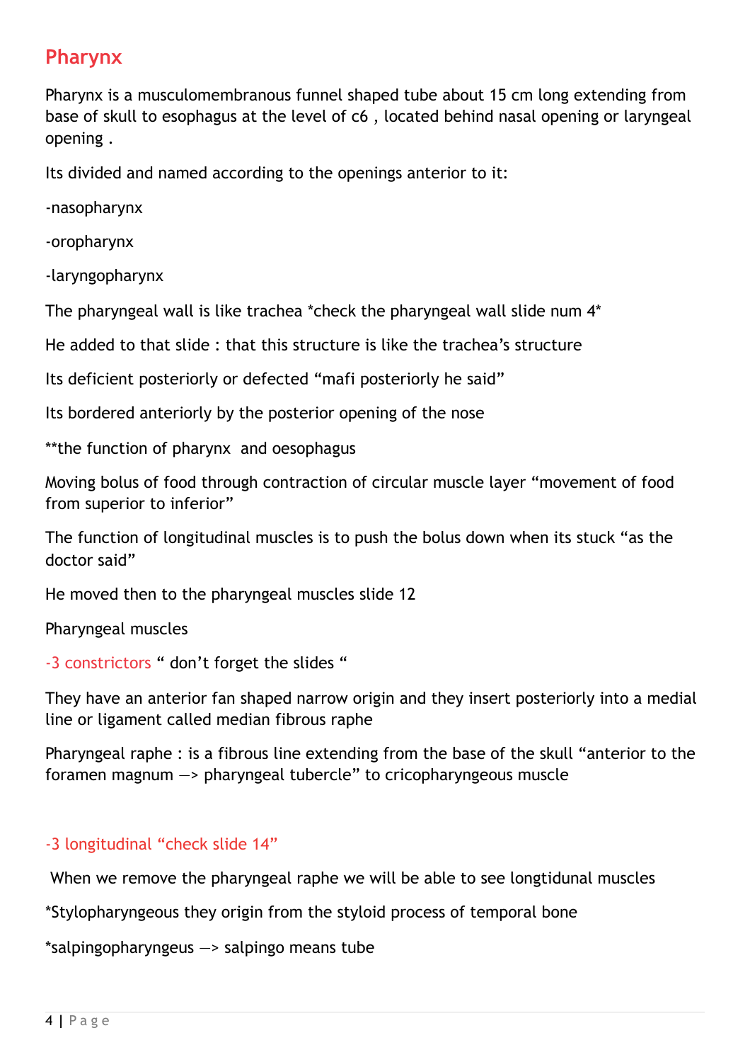## Pharynx

Pharynx is a musculomembranous funnel shaped tube about 15 cm long extending from base of skull to esophagus at the level of c6 , located behind nasal opening or laryngeal opening .

Its divided and named according to the openings anterior to it:

-nasopharynx

-oropharynx

-laryngopharynx

The pharyngeal wall is like trachea *check the pharyngeal wall slide num 4*

He added to that slide : that this structure is like the trachea's structure

Its deficient posteriorly or defected "mafi posteriorly he said"

Its bordered anteriorly by the posterior opening of the nose

**the function of pharynx and oesophagus

Moving bolus of food through contraction of circular muscle layer "movement of food from superior to inferior"

The function of longitudinal muscles is to push the bolus down when its stuck "as the doctor said"

He moved then to the pharyngeal muscles slide 12

Pharyngeal muscles

-3 constrictors " don't forget the slides "

They have an anterior fan shaped narrow origin and they insert posteriorly into a medial line or ligament called median fibrous raphe

Pharyngeal raphe : is a fibrous line extending from the base of the skull "anterior to the foramen magnum —> pharyngeal tubercle" to cricopharyngeous muscle

-3 longitudinal "check slide 14"

When we remove the pharyngeal raphe we will be able to see longtidunal muscles

*Stylopharyngeous they origin from the styloid process of temporal bone

*salpingopharyngeus —> salpingo means tube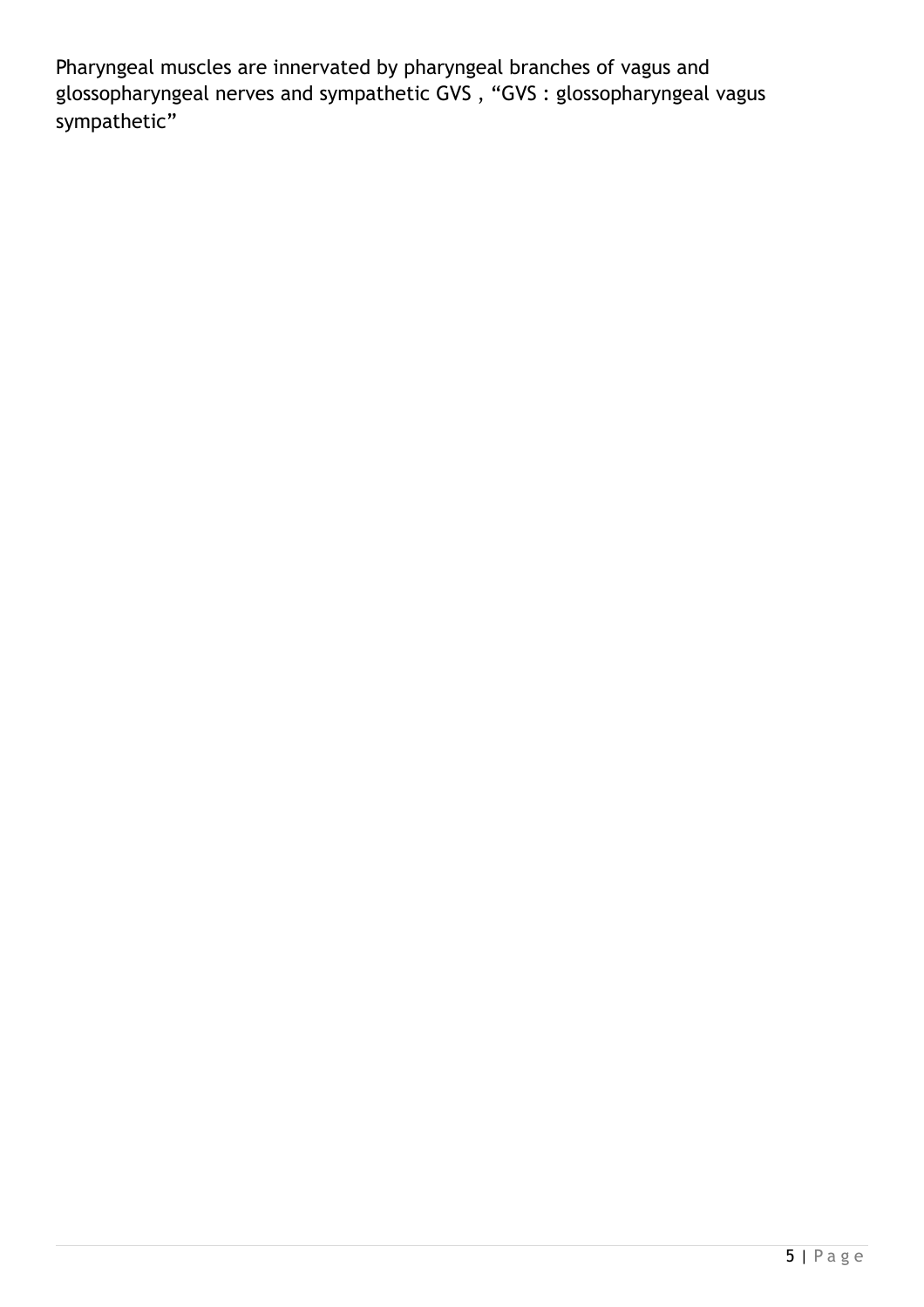Pharyngeal muscles are innervated by pharyngeal branches of vagus and glossopharyngeal nerves and sympathetic GVS , “GVS : glossopharyngeal vagus sympathetic”